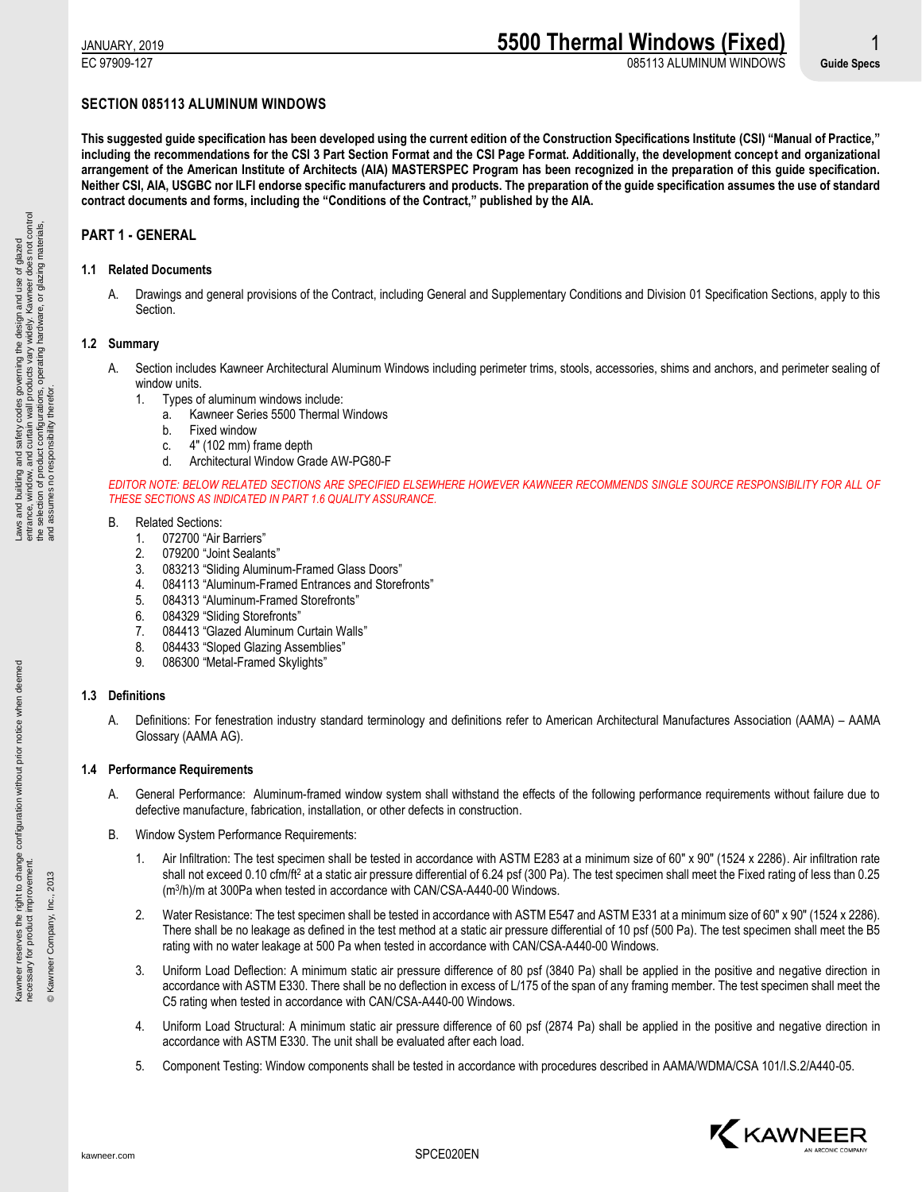## SECTION 085113 ALUMINUM WINDOWS

**This suggested guide specification has been developed using the current edition of the Construction Specifications Institute (CSI) "Manual of Practice," including the recommendations for the CSI 3 Part Section Format and the CSI Page Format. Additionally, the development concept and organizational arrangement of the American Institute of Architects (AIA) MASTERSPEC Program has been recognized in the preparation of this guide specification. Neither CSI, AIA, USGBC nor ILFI endorse specific manufacturers and products. The preparation of the guide specification assumes the use of standard contract documents and forms, including the "Conditions of the Contract," published by the AIA.**

## PART 1 - GENERAL

### 1.1 Related Documents

A. Drawings and general provisions of the Contract, including General and Supplementary Conditions and Division 01 Specification Sections, apply to this Section.

### 1.2 Summary

A. Section includes Kawneer Architectural Aluminum Windows including perimeter trims, stools, accessories, shims and anchors, and perimeter sealing of window units.

1. Types of aluminum windows include:
   a. Kawneer Series 5500 Thermal Windows
   b. Fixed window
   c. 4" (102 mm) frame depth
   d. Architectural Window Grade AW-PG80-F

*EDITOR NOTE: BELOW RELATED SECTIONS ARE SPECIFIED ELSEWHERE HOWEVER KAWNEER RECOMMENDS SINGLE SOURCE RESPONSIBILITY FOR ALL OF THESE SECTIONS AS INDICATED IN PART 1.6 QUALITY ASSURANCE.*

B. Related Sections:

1. 072700 "Air Barriers"
2. 079200 "Joint Sealants"
3. 083213 "Sliding Aluminum-Framed Glass Doors"
4. 084113 "Aluminum-Framed Entrances and Storefronts"
5. 084313 "Aluminum-Framed Storefronts"
6. 084329 "Sliding Storefronts"
7. 084413 "Glazed Aluminum Curtain Walls"
8. 084433 "Sloped Glazing Assemblies"
9. 086300 "Metal-Framed Skylights"

### 1.3 Definitions

A. Definitions: For fenestration industry standard terminology and definitions refer to American Architectural Manufactures Association (AAMA) – AAMA Glossary (AAMA AG).

### 1.4 Performance Requirements

A. General Performance: Aluminum-framed window system shall withstand the effects of the following performance requirements without failure due to defective manufacture, fabrication, installation, or other defects in construction.

B. Window System Performance Requirements:

1. Air Infiltration: The test specimen shall be tested in accordance with ASTM E283 at a minimum size of 60" x 90" (1524 x 2286). Air infiltration rate shall not exceed 0.10 cfm/ft$^2$ at a static air pressure differential of 6.24 psf (300 Pa). The test specimen shall meet the Fixed rating of less than 0.25 (m$^3$/h)/m at 300Pa when tested in accordance with CAN/CSA-A440-00 Windows.

2. Water Resistance: The test specimen shall be tested in accordance with ASTM E547 and ASTM E331 at a minimum size of 60" x 90" (1524 x 2286). There shall be no leakage as defined in the test method at a static air pressure differential of 10 psf (500 Pa). The test specimen shall meet the B5 rating with no water leakage at 500 Pa when tested in accordance with CAN/CSA-A440-00 Windows.

3. Uniform Load Deflection: A minimum static air pressure difference of 80 psf (3840 Pa) shall be applied in the positive and negative direction in accordance with ASTM E330. There shall be no deflection in excess of L/175 of the span of any framing member. The test specimen shall meet the C5 rating when tested in accordance with CAN/CSA-A440-00 Windows.

4. Uniform Load Structural: A minimum static air pressure difference of 60 psf (2874 Pa) shall be applied in the positive and negative direction in accordance with ASTM E330. The unit shall be evaluated after each load.

5. Component Testing: Window components shall be tested in accordance with procedures described in AAMA/WDMA/CSA 101/I.S.2/A440-05.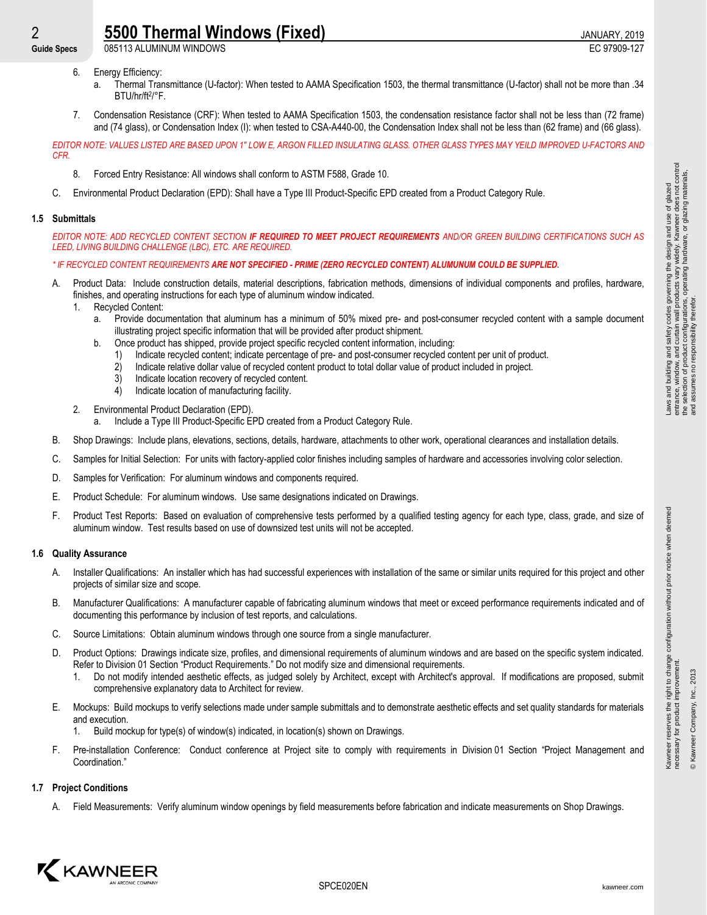6. Energy Efficiency:
    a. Thermal Transmittance (U-factor): When tested to AAMA Specification 1503, the thermal transmittance (U-factor) shall not be more than .34 BTU/hr/ft²/°F.

7. Condensation Resistance (CRF): When tested to AAMA Specification 1503, the condensation resistance factor shall not be less than (72 frame) and (74 glass), or Condensation Index (I): when tested to CSA-A440-00, the Condensation Index shall not be less than (62 frame) and (66 glass).

*EDITOR NOTE: VALUES LISTED ARE BASED UPON 1" LOW E, ARGON FILLED INSULATING GLASS. OTHER GLASS TYPES MAY YEILD IMPROVED U-FACTORS AND CFR.*

8. Forced Entry Resistance: All windows shall conform to ASTM F588, Grade 10.

C. Environmental Product Declaration (EPD): Shall have a Type III Product-Specific EPD created from a Product Category Rule.

## 1.5 Submittals

*EDITOR NOTE: ADD RECYCLED CONTENT SECTION* ***IF REQUIRED TO MEET PROJECT REQUIREMENTS*** *AND/OR GREEN BUILDING CERTIFICATIONS SUCH AS LEED, LIVING BUILDING CHALLENGE (LBC), ETC. ARE REQUIRED.*

*\* IF RECYCLED CONTENT REQUIREMENTS* ***ARE NOT SPECIFIED - PRIME (ZERO RECYCLED CONTENT) ALUMUNUM COULD BE SUPPLIED.***

A. Product Data: Include construction details, material descriptions, fabrication methods, dimensions of individual components and profiles, hardware, finishes, and operating instructions for each type of aluminum window indicated.
    1. Recycled Content:
        a. Provide documentation that aluminum has a minimum of 50% mixed pre- and post-consumer recycled content with a sample document illustrating project specific information that will be provided after product shipment.
        b. Once product has shipped, provide project specific recycled content information, including:
            1) Indicate recycled content; indicate percentage of pre- and post-consumer recycled content per unit of product.
            2) Indicate relative dollar value of recycled content product to total dollar value of product included in project.
            3) Indicate location recovery of recycled content.
            4) Indicate location of manufacturing facility.
    2. Environmental Product Declaration (EPD).
        a. Include a Type III Product-Specific EPD created from a Product Category Rule.

B. Shop Drawings: Include plans, elevations, sections, details, hardware, attachments to other work, operational clearances and installation details.

C. Samples for Initial Selection: For units with factory-applied color finishes including samples of hardware and accessories involving color selection.

D. Samples for Verification: For aluminum windows and components required.

E. Product Schedule: For aluminum windows. Use same designations indicated on Drawings.

F. Product Test Reports: Based on evaluation of comprehensive tests performed by a qualified testing agency for each type, class, grade, and size of aluminum window. Test results based on use of downsized test units will not be accepted.

## 1.6 Quality Assurance

A. Installer Qualifications: An installer which has had successful experiences with installation of the same or similar units required for this project and other projects of similar size and scope.

B. Manufacturer Qualifications: A manufacturer capable of fabricating aluminum windows that meet or exceed performance requirements indicated and of documenting this performance by inclusion of test reports, and calculations.

C. Source Limitations: Obtain aluminum windows through one source from a single manufacturer.

D. Product Options: Drawings indicate size, profiles, and dimensional requirements of aluminum windows and are based on the specific system indicated. Refer to Division 01 Section "Product Requirements." Do not modify size and dimensional requirements.
    1. Do not modify intended aesthetic effects, as judged solely by Architect, except with Architect's approval. If modifications are proposed, submit comprehensive explanatory data to Architect for review.

E. Mockups: Build mockups to verify selections made under sample submittals and to demonstrate aesthetic effects and set quality standards for materials and execution.
    1. Build mockup for type(s) of window(s) indicated, in location(s) shown on Drawings.

F. Pre-installation Conference: Conduct conference at Project site to comply with requirements in Division 01 Section "Project Management and Coordination."

## 1.7 Project Conditions

A. Field Measurements: Verify aluminum window openings by field measurements before fabrication and indicate measurements on Shop Drawings.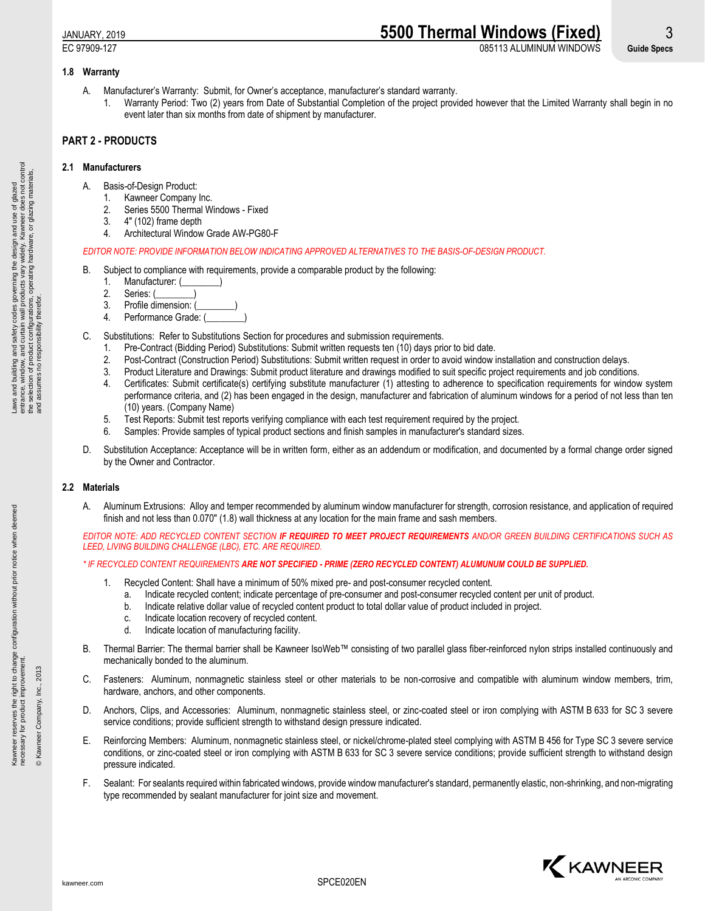### 1.8 Warranty

A. Manufacturer's Warranty: Submit, for Owner's acceptance, manufacturer's standard warranty.
   1. Warranty Period: Two (2) years from Date of Substantial Completion of the project provided however that the Limited Warranty shall begin in no event later than six months from date of shipment by manufacturer.

## PART 2 - PRODUCTS

### 2.1 Manufacturers

A. Basis-of-Design Product:
   1. Kawneer Company Inc.
   2. Series 5500 Thermal Windows - Fixed
   3. 4" (102) frame depth
   4. Architectural Window Grade AW-PG80-F

*EDITOR NOTE: PROVIDE INFORMATION BELOW INDICATING APPROVED ALTERNATIVES TO THE BASIS-OF-DESIGN PRODUCT.*

B. Subject to compliance with requirements, provide a comparable product by the following:
   1. Manufacturer: (________)
   2. Series: (________)
   3. Profile dimension: (________)
   4. Performance Grade: (________)

C. Substitutions: Refer to Substitutions Section for procedures and submission requirements.
   1. Pre-Contract (Bidding Period) Substitutions: Submit written requests ten (10) days prior to bid date.
   2. Post-Contract (Construction Period) Substitutions: Submit written request in order to avoid window installation and construction delays.
   3. Product Literature and Drawings: Submit product literature and drawings modified to suit specific project requirements and job conditions.
   4. Certificates: Submit certificate(s) certifying substitute manufacturer (1) attesting to adherence to specification requirements for window system performance criteria, and (2) has been engaged in the design, manufacturer and fabrication of aluminum windows for a period of not less than ten (10) years. (Company Name)
   5. Test Reports: Submit test reports verifying compliance with each test requirement required by the project.
   6. Samples: Provide samples of typical product sections and finish samples in manufacturer's standard sizes.

D. Substitution Acceptance: Acceptance will be in written form, either as an addendum or modification, and documented by a formal change order signed by the Owner and Contractor.

### 2.2 Materials

A. Aluminum Extrusions: Alloy and temper recommended by aluminum window manufacturer for strength, corrosion resistance, and application of required finish and not less than 0.070" (1.8) wall thickness at any location for the main frame and sash members.

*EDITOR NOTE: ADD RECYCLED CONTENT SECTION **IF REQUIRED TO MEET PROJECT REQUIREMENTS** AND/OR GREEN BUILDING CERTIFICATIONS SUCH AS LEED, LIVING BUILDING CHALLENGE (LBC), ETC. ARE REQUIRED.*

*\* IF RECYCLED CONTENT REQUIREMENTS **ARE NOT SPECIFIED - PRIME (ZERO RECYCLED CONTENT) ALUMUNUM COULD BE SUPPLIED.***

   1. Recycled Content: Shall have a minimum of 50% mixed pre- and post-consumer recycled content.
      a. Indicate recycled content; indicate percentage of pre-consumer and post-consumer recycled content per unit of product.
      b. Indicate relative dollar value of recycled content product to total dollar value of product included in project.
      c. Indicate location recovery of recycled content.
      d. Indicate location of manufacturing facility.

B. Thermal Barrier: The thermal barrier shall be Kawneer IsoWeb™ consisting of two parallel glass fiber-reinforced nylon strips installed continuously and mechanically bonded to the aluminum.

C. Fasteners: Aluminum, nonmagnetic stainless steel or other materials to be non-corrosive and compatible with aluminum window members, trim, hardware, anchors, and other components.

D. Anchors, Clips, and Accessories: Aluminum, nonmagnetic stainless steel, or zinc-coated steel or iron complying with ASTM B 633 for SC 3 severe service conditions; provide sufficient strength to withstand design pressure indicated.

E. Reinforcing Members: Aluminum, nonmagnetic stainless steel, or nickel/chrome-plated steel complying with ASTM B 456 for Type SC 3 severe service conditions, or zinc-coated steel or iron complying with ASTM B 633 for SC 3 severe service conditions; provide sufficient strength to withstand design pressure indicated.

F. Sealant: For sealants required within fabricated windows, provide window manufacturer's standard, permanently elastic, non-shrinking, and non-migrating type recommended by sealant manufacturer for joint size and movement.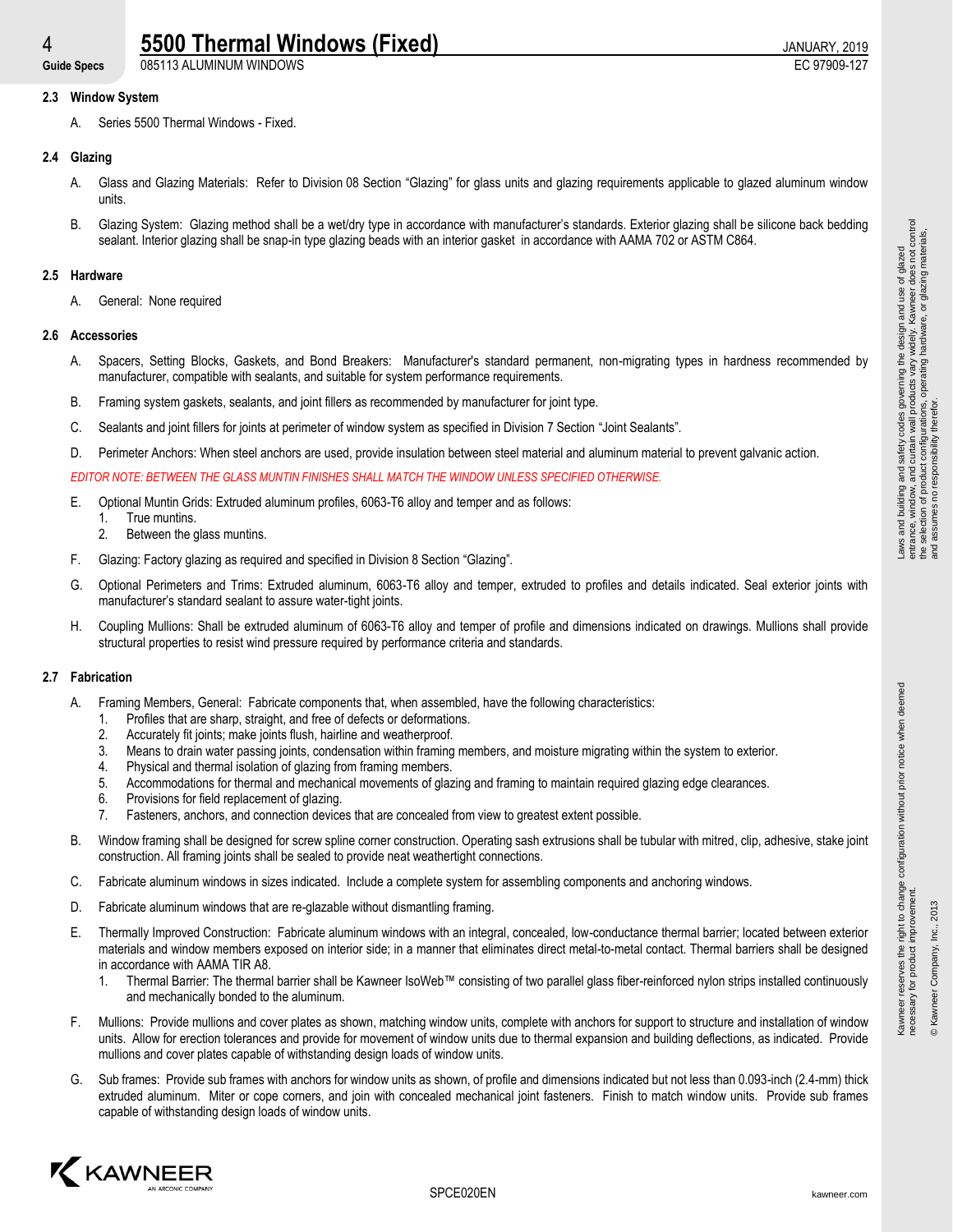### 2.3 Window System

A. Series 5500 Thermal Windows - Fixed.

### 2.4 Glazing

A. Glass and Glazing Materials: Refer to Division 08 Section "Glazing" for glass units and glazing requirements applicable to glazed aluminum window units.

B. Glazing System: Glazing method shall be a wet/dry type in accordance with manufacturer's standards. Exterior glazing shall be silicone back bedding sealant. Interior glazing shall be snap-in type glazing beads with an interior gasket in accordance with AAMA 702 or ASTM C864.

### 2.5 Hardware

A. General: None required

### 2.6 Accessories

A. Spacers, Setting Blocks, Gaskets, and Bond Breakers: Manufacturer's standard permanent, non-migrating types in hardness recommended by manufacturer, compatible with sealants, and suitable for system performance requirements.

B. Framing system gaskets, sealants, and joint fillers as recommended by manufacturer for joint type.

C. Sealants and joint fillers for joints at perimeter of window system as specified in Division 7 Section "Joint Sealants".

D. Perimeter Anchors: When steel anchors are used, provide insulation between steel material and aluminum material to prevent galvanic action.

*EDITOR NOTE: BETWEEN THE GLASS MUNTIN FINISHES SHALL MATCH THE WINDOW UNLESS SPECIFIED OTHERWISE.*

E. Optional Muntin Grids: Extruded aluminum profiles, 6063-T6 alloy and temper and as follows:
   1. True muntins.
   2. Between the glass muntins.

F. Glazing: Factory glazing as required and specified in Division 8 Section "Glazing".

G. Optional Perimeters and Trims: Extruded aluminum, 6063-T6 alloy and temper, extruded to profiles and details indicated. Seal exterior joints with manufacturer's standard sealant to assure water-tight joints.

H. Coupling Mullions: Shall be extruded aluminum of 6063-T6 alloy and temper of profile and dimensions indicated on drawings. Mullions shall provide structural properties to resist wind pressure required by performance criteria and standards.

### 2.7 Fabrication

A. Framing Members, General: Fabricate components that, when assembled, have the following characteristics:
   1. Profiles that are sharp, straight, and free of defects or deformations.
   2. Accurately fit joints; make joints flush, hairline and weatherproof.
   3. Means to drain water passing joints, condensation within framing members, and moisture migrating within the system to exterior.
   4. Physical and thermal isolation of glazing from framing members.
   5. Accommodations for thermal and mechanical movements of glazing and framing to maintain required glazing edge clearances.
   6. Provisions for field replacement of glazing.
   7. Fasteners, anchors, and connection devices that are concealed from view to greatest extent possible.

B. Window framing shall be designed for screw spline corner construction. Operating sash extrusions shall be tubular with mitred, clip, adhesive, stake joint construction. All framing joints shall be sealed to provide neat weathertight connections.

C. Fabricate aluminum windows in sizes indicated. Include a complete system for assembling components and anchoring windows.

D. Fabricate aluminum windows that are re-glazable without dismantling framing.

E. Thermally Improved Construction: Fabricate aluminum windows with an integral, concealed, low-conductance thermal barrier; located between exterior materials and window members exposed on interior side; in a manner that eliminates direct metal-to-metal contact. Thermal barriers shall be designed in accordance with AAMA TIR A8.
   1. Thermal Barrier: The thermal barrier shall be Kawneer IsoWeb™ consisting of two parallel glass fiber-reinforced nylon strips installed continuously and mechanically bonded to the aluminum.

F. Mullions: Provide mullions and cover plates as shown, matching window units, complete with anchors for support to structure and installation of window units. Allow for erection tolerances and provide for movement of window units due to thermal expansion and building deflections, as indicated. Provide mullions and cover plates capable of withstanding design loads of window units.

G. Sub frames: Provide sub frames with anchors for window units as shown, of profile and dimensions indicated but not less than 0.093-inch (2.4-mm) thick extruded aluminum. Miter or cope corners, and join with concealed mechanical joint fasteners. Finish to match window units. Provide sub frames capable of withstanding design loads of window units.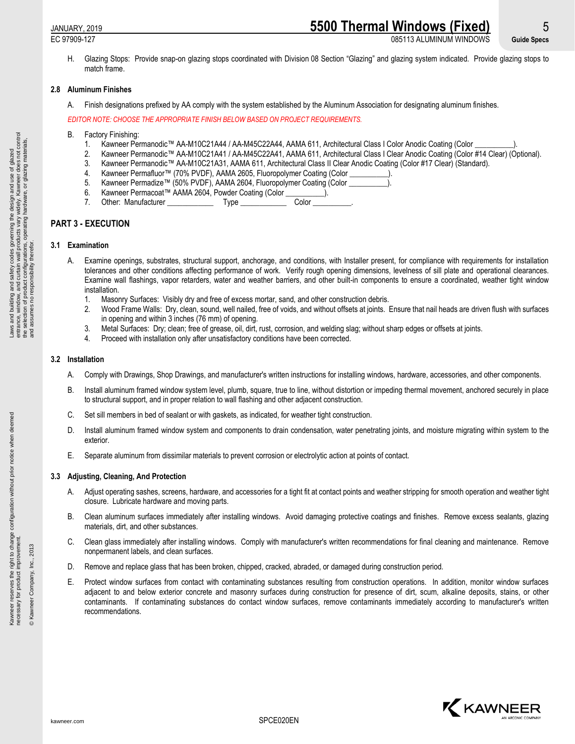H. Glazing Stops: Provide snap-on glazing stops coordinated with Division 08 Section "Glazing" and glazing system indicated. Provide glazing stops to match frame.

### 2.8 Aluminum Finishes

A. Finish designations prefixed by AA comply with the system established by the Aluminum Association for designating aluminum finishes.

*EDITOR NOTE: CHOOSE THE APPROPRIATE FINISH BELOW BASED ON PROJECT REQUIREMENTS.*

B. Factory Finishing:

1. Kawneer Permanodic™ AA-M10C21A44 / AA-M45C22A44, AAMA 611, Architectural Class I Color Anodic Coating (Color __________).
2. Kawneer Permanodic™ AA-M10C21A41 / AA-M45C22A41, AAMA 611, Architectural Class I Clear Anodic Coating (Color #14 Clear) (Optional).
3. Kawneer Permanodic™ AA-M10C21A31, AAMA 611, Architectural Class II Clear Anodic Coating (Color #17 Clear) (Standard).
4. Kawneer Permafluor™ (70% PVDF), AAMA 2605, Fluoropolymer Coating (Color __________).
5. Kawneer Permadize™ (50% PVDF), AAMA 2604, Fluoropolymer Coating (Color __________).
6. Kawneer Permacoat™ AAMA 2604, Powder Coating (Color __________).
7. Other: Manufacturer ____________ Type ____________ Color __________.

## PART 3 - EXECUTION

### 3.1 Examination

A. Examine openings, substrates, structural support, anchorage, and conditions, with Installer present, for compliance with requirements for installation tolerances and other conditions affecting performance of work. Verify rough opening dimensions, levelness of sill plate and operational clearances. Examine wall flashings, vapor retarders, water and weather barriers, and other built-in components to ensure a coordinated, weather tight window installation.

1. Masonry Surfaces: Visibly dry and free of excess mortar, sand, and other construction debris.
2. Wood Frame Walls: Dry, clean, sound, well nailed, free of voids, and without offsets at joints. Ensure that nail heads are driven flush with surfaces in opening and within 3 inches (76 mm) of opening.
3. Metal Surfaces: Dry; clean; free of grease, oil, dirt, rust, corrosion, and welding slag; without sharp edges or offsets at joints.
4. Proceed with installation only after unsatisfactory conditions have been corrected.

### 3.2 Installation

A. Comply with Drawings, Shop Drawings, and manufacturer's written instructions for installing windows, hardware, accessories, and other components.

B. Install aluminum framed window system level, plumb, square, true to line, without distortion or impeding thermal movement, anchored securely in place to structural support, and in proper relation to wall flashing and other adjacent construction.

C. Set sill members in bed of sealant or with gaskets, as indicated, for weather tight construction.

D. Install aluminum framed window system and components to drain condensation, water penetrating joints, and moisture migrating within system to the exterior.

E. Separate aluminum from dissimilar materials to prevent corrosion or electrolytic action at points of contact.

### 3.3 Adjusting, Cleaning, And Protection

A. Adjust operating sashes, screens, hardware, and accessories for a tight fit at contact points and weather stripping for smooth operation and weather tight closure. Lubricate hardware and moving parts.

B. Clean aluminum surfaces immediately after installing windows. Avoid damaging protective coatings and finishes. Remove excess sealants, glazing materials, dirt, and other substances.

C. Clean glass immediately after installing windows. Comply with manufacturer's written recommendations for final cleaning and maintenance. Remove nonpermanent labels, and clean surfaces.

D. Remove and replace glass that has been broken, chipped, cracked, abraded, or damaged during construction period.

E. Protect window surfaces from contact with contaminating substances resulting from construction operations. In addition, monitor window surfaces adjacent to and below exterior concrete and masonry surfaces during construction for presence of dirt, scum, alkaline deposits, stains, or other contaminants. If contaminating substances do contact window surfaces, remove contaminants immediately according to manufacturer's written recommendations.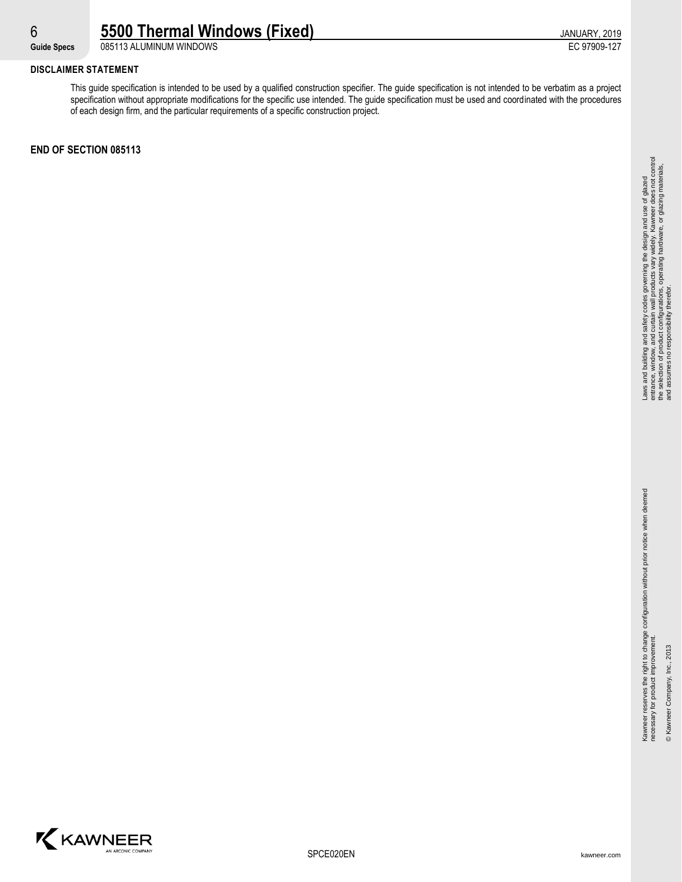**DISCLAIMER STATEMENT**

This guide specification is intended to be used by a qualified construction specifier. The guide specification is not intended to be verbatim as a project specification without appropriate modifications for the specific use intended. The guide specification must be used and coordinated with the procedures of each design firm, and the particular requirements of a specific construction project.

**END OF SECTION 085113**